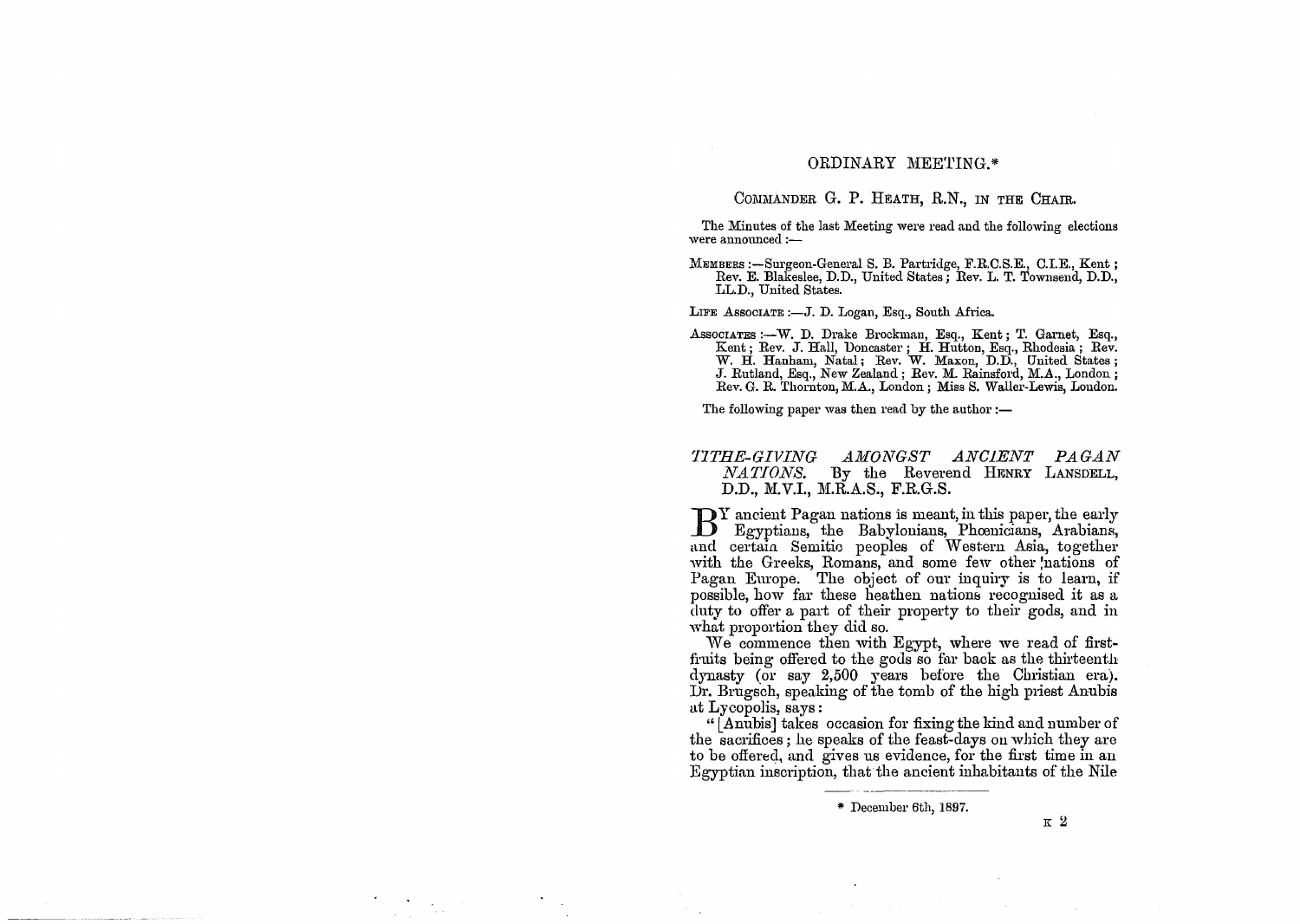# ORDINARY MEETING.*

COMMANDER G. P. HEATH, R.N., IN THE CHAIR.

The Minutes of the last Meeting were read and the following elections were announced :—

MEMBERS :—Surgeon-General S. B. Partridge, F.R.C.S.E., C.I.E., Kent ; Rev. E. Blakeslee, D.D., United States ; Rev. L. T. Townsend, D.D., LL.D., United States.

LIFE ASSOCIATE :—J. D. Logan, Esq., South Africa.

ASSOCIATES :—W. D. Drake Brockman, Esq., Kent ; T. Garnet, Esq., Kent ; Rev. J. Hall, Doncaster ; H. Hutton, Esq., Rhodesia ; Rev. W. H. Hanham, Natal ; Rev. W. Maxon, D.D., United States ; J. Rutland, Esq., New Zealand ; Rev. M. Rainsford, M.A., London ; Rev. G. R. Thornton, M.A., London ; Miss S. Waller-Lewis, London.

The following paper was then read by the author :—

## *TITHE-GIVING AMONGST ANCIENT PAGAN NATIONS.* By the Reverend HENRY LANSDELL, D.D., M.V.I., M.R.A.S., F.R.G.S.

BY ancient Pagan nations is meant, in this paper, the early Egyptians, the Babylonians, Phœnicians, Arabians, and certain Semitic peoples of Western Asia, together with the Greeks, Romans, and some few other nations of Pagan Europe. The object of our inquiry is to learn, if possible, how far these heathen nations recognised it as a duty to offer a part of their property to their gods, and in what proportion they did so.

We commence then with Egypt, where we read of first-fruits being offered to the gods so far back as the thirteenth dynasty (or say 2,500 years before the Christian era). Dr. Brugsch, speaking of the tomb of the high priest Anubis at Lycopolis, says :

"[Anubis] takes occasion for fixing the kind and number of the sacrifices ; he speaks of the feast-days on which they are to be offered, and gives us evidence, for the first time in an Egyptian inscription, that the ancient inhabitants of the Nile

\* December 6th, 1897.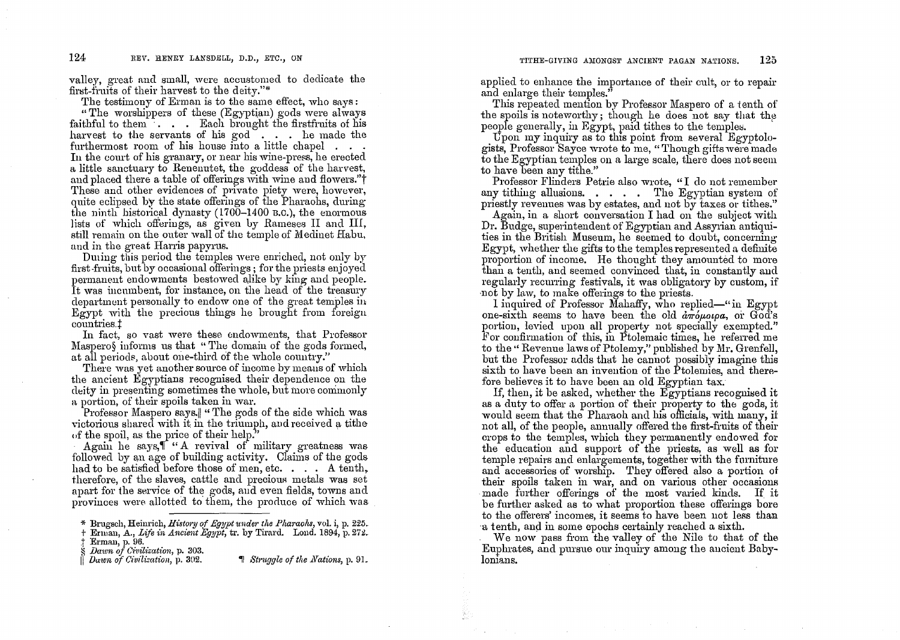valley, great and small, were accustomed to dedicate the first-fruits of their harvest to the deity."*

The testimony of Erman is to the same effect, who says:

"The worshippers of these (Egyptian) gods were always faithful to them . . . Each brought the firstfruits of his harvest to the servants of his god . . . he made the furthermost room of his house into a little chapel . . . In the court of his granary, or near his wine-press, he erected a little sanctuary to Renenutet, the goddess of the harvest, and placed there a table of offerings with wine and flowers."† These and other evidences of private piety were, however, quite eclipsed by the state offerings of the Pharaohs, during the ninth historical dynasty (1700–1400 B.C.), the enormous lists of which offerings, as given by Rameses II and III, still remain on the outer wall of the temple of Medinet Habu, and in the great Harris papyrus.

During this period the temples were enriched, not only by first-fruits, but by occasional offerings; for the priests enjoyed permanent endowments bestowed alike by king and people. It was incumbent, for instance, on the head of the treasury department personally to endow one of the great temples in Egypt with the precious things he brought from foreign countries.‡

In fact, so vast were these endowments, that Professor Maspero§ informs us that "The domain of the gods formed, at all periods, about one-third of the whole country."

There was yet another source of income by means of which the ancient Egyptians recognised their dependence on the deity in presenting sometimes the whole, but more commonly a portion, of their spoils taken in war.

Professor Maspero says,‖ "The gods of the side which was victorious shared with it in the triumph, and received a tithe of the spoil, as the price of their help."

Again he says,¶ "A revival of military greatness was followed by an age of building activity. Claims of the gods had to be satisfied before those of men, etc. . . . A tenth, therefore, of the slaves, cattle and precious metals was set apart for the service of the gods, and even fields, towns and provinces were allotted to them, the produce of which was applied to enhance the importance of their cult, or to repair and enlarge their temples."

This repeated mention by Professor Maspero of a tenth of the spoils is noteworthy; though he does not say that the people generally, in Egypt, paid tithes to the temples.

Upon my inquiry as to this point from several Egyptologists, Professor Sayce wrote to me, "Though gifts were made to the Egyptian temples on a large scale, there does not seem to have been any tithe."

Professor Flinders Petrie also wrote, "I do not remember any tithing allusions. . . . The Egyptian system of priestly revenues was by estates, and not by taxes or tithes."

Again, in a short conversation I had on the subject with Dr. Budge, superintendent of Egyptian and Assyrian antiquities in the British Museum, he seemed to doubt, concerning Egypt, whether the gifts to the temples represented a definite proportion of income. He thought they amounted to more than a tenth, and seemed convinced that, in constantly and regularly recurring festivals, it was obligatory by custom, if not by law, to make offerings to the priests.

I inquired of Professor Mahaffy, who replied—"in Egypt one-sixth seems to have been the old ἀπόμοιρα, or God's portion, levied upon all property not specially exempted." For confirmation of this, in Ptolemaic times, he referred me to the "Revenue laws of Ptolemy," published by Mr. Grenfell, but the Professor adds that he cannot possibly imagine this sixth to have been an invention of the Ptolemies, and therefore believes it to have been an old Egyptian tax.

If, then, it be asked, whether the Egyptians recognised it as a duty to offer a portion of their property to the gods, it would seem that the Pharaoh and his officials, with many, if not all, of the people, annually offered the first-fruits of their crops to the temples, which they permanently endowed for the education and support of the priests, as well as for temple repairs and enlargements, together with the furniture and accessories of worship. They offered also a portion of their spoils taken in war, and on various other occasions made further offerings of the most varied kinds. If it be further asked as to what proportion these offerings bore to the offerers' incomes, it seems to have been not less than a tenth, and in some epochs certainly reached a sixth.

We now pass from the valley of the Nile to that of the Euphrates, and pursue our inquiry among the ancient Babylonians.

---

\* Brugsch, Heinrich, *History of Egypt under the Pharaohs*, vol. i, p. 225.

† Erman, A., *Life in Ancient Egypt*, tr. by Tirard. Lond. 1894, p. 272.

‡ Erman, p. 96.

§ *Dawn of Civilization*, p. 303.

‖ *Dawn of Civilization*, p. 302.

¶ *Struggle of the Nations*, p. 91.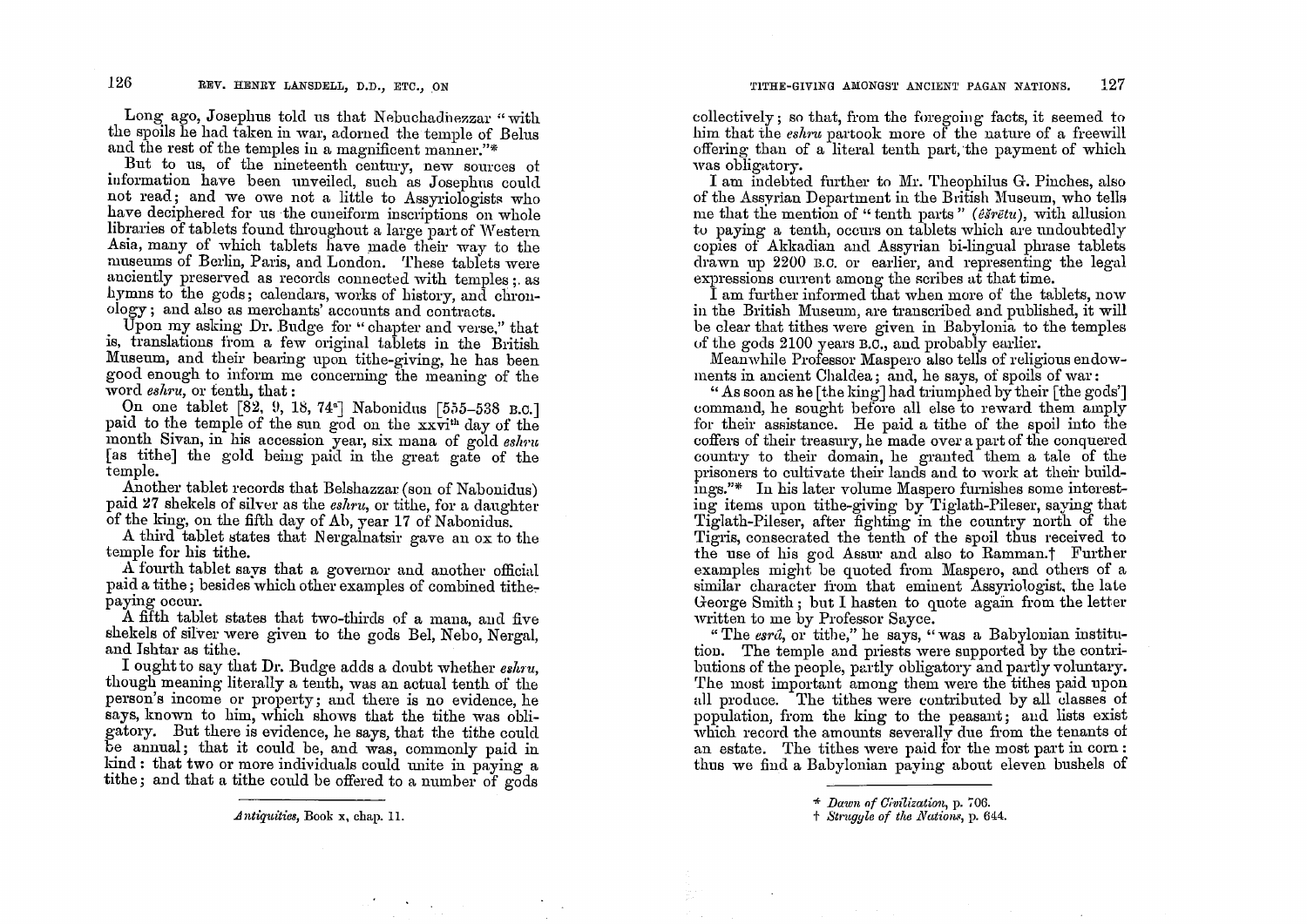Long ago, Josephus told us that Nebuchadnezzar "with the spoils he had taken in war, adorned the temple of Belus and the rest of the temples in a magnificent manner."*

But to us, of the nineteenth century, new sources of information have been unveiled, such as Josephus could not read; and we owe not a little to Assyriologists who have deciphered for us the cuneiform inscriptions on whole libraries of tablets found throughout a large part of Western Asia, many of which tablets have made their way to the museums of Berlin, Paris, and London. These tablets were anciently preserved as records connected with temples; as hymns to the gods; calendars, works of history, and chronology; and also as merchants' accounts and contracts.

Upon my asking Dr. Budge for "chapter and verse," that is, translations from a few original tablets in the British Museum, and their bearing upon tithe-giving, he has been good enough to inform me concerning the meaning of the word *eshru*, or tenth, that:

On one tablet [82, 9, 18, 74[a]] Nabonidus [555–538 B.C.] paid to the temple of the sun god on the xxvi[th] day of the month Sivan, in his accession year, six mana of gold *eshru* [as tithe] the gold being paid in the great gate of the temple.

Another tablet records that Belshazzar (son of Nabonidus) paid 27 shekels of silver as the *eshru*, or tithe, for a daughter of the king, on the fifth day of Ab, year 17 of Nabonidus.

A third tablet states that Nergalnatsir gave an ox to the temple for his tithe.

A fourth tablet says that a governor and another official paid a tithe; besides which other examples of combined tithe-paying occur.

A fifth tablet states that two-thirds of a mana, and five shekels of silver were given to the gods Bel, Nebo, Nergal, and Ishtar as tithe.

I ought to say that Dr. Budge adds a doubt whether *eshru*, though meaning literally a tenth, was an actual tenth of the person's income or property; and there is no evidence, he says, known to him, which shows that the tithe was obligatory. But there is evidence, he says, that the tithe could be annual; that it could be, and was, commonly paid in kind: that two or more individuals could unite in paying a tithe; and that a tithe could be offered to a number of gods collectively; so that, from the foregoing facts, it seemed to him that the *eshru* partook more of the nature of a freewill offering than of a literal tenth part, the payment of which was obligatory.

I am indebted further to Mr. Theophilus G. Pinches, also of the Assyrian Department in the British Museum, who tells me that the mention of "tenth parts" (*ešrêtu*), with allusion to paying a tenth, occurs on tablets which are undoubtedly copies of Akkadian and Assyrian bi-lingual phrase tablets drawn up 2200 B.C. or earlier, and representing the legal expressions current among the scribes at that time.

I am further informed that when more of the tablets, now in the British Museum, are transcribed and published, it will be clear that tithes were given in Babylonia to the temples of the gods 2100 years B.C., and probably earlier.

Meanwhile Professor Maspero also tells of religious endowments in ancient Chaldea; and, he says, of spoils of war:

"As soon as he [the king] had triumphed by their [the gods'] command, he sought before all else to reward them amply for their assistance. He paid a tithe of the spoil into the coffers of their treasury, he made over a part of the conquered country to their domain, he granted them a tale of the prisoners to cultivate their lands and to work at their buildings."* In his later volume Maspero furnishes some interesting items upon tithe-giving by Tiglath-Pileser, saying that Tiglath-Pileser, after fighting in the country north of the Tigris, consecrated the tenth of the spoil thus received to the use of his god Assur and also to Ramman.† Further examples might be quoted from Maspero, and others of a similar character from that eminent Assyriologist, the late George Smith; but I hasten to quote again from the letter written to me by Professor Sayce.

"The *esrâ*, or tithe," he says, "was a Babylonian institution. The temple and priests were supported by the contributions of the people, partly obligatory and partly voluntary. The most important among them were the tithes paid upon all produce. The tithes were contributed by all classes of population, from the king to the peasant; and lists exist which record the amounts severally due from the tenants of an estate. The tithes were paid for the most part in corn: thus we find a Babylonian paying about eleven bushels of

---

* *Antiquities*, Book x, chap. 11.

* *Dawn of Civilization*, p. 706.

† *Struggle of the Nations*, p. 644.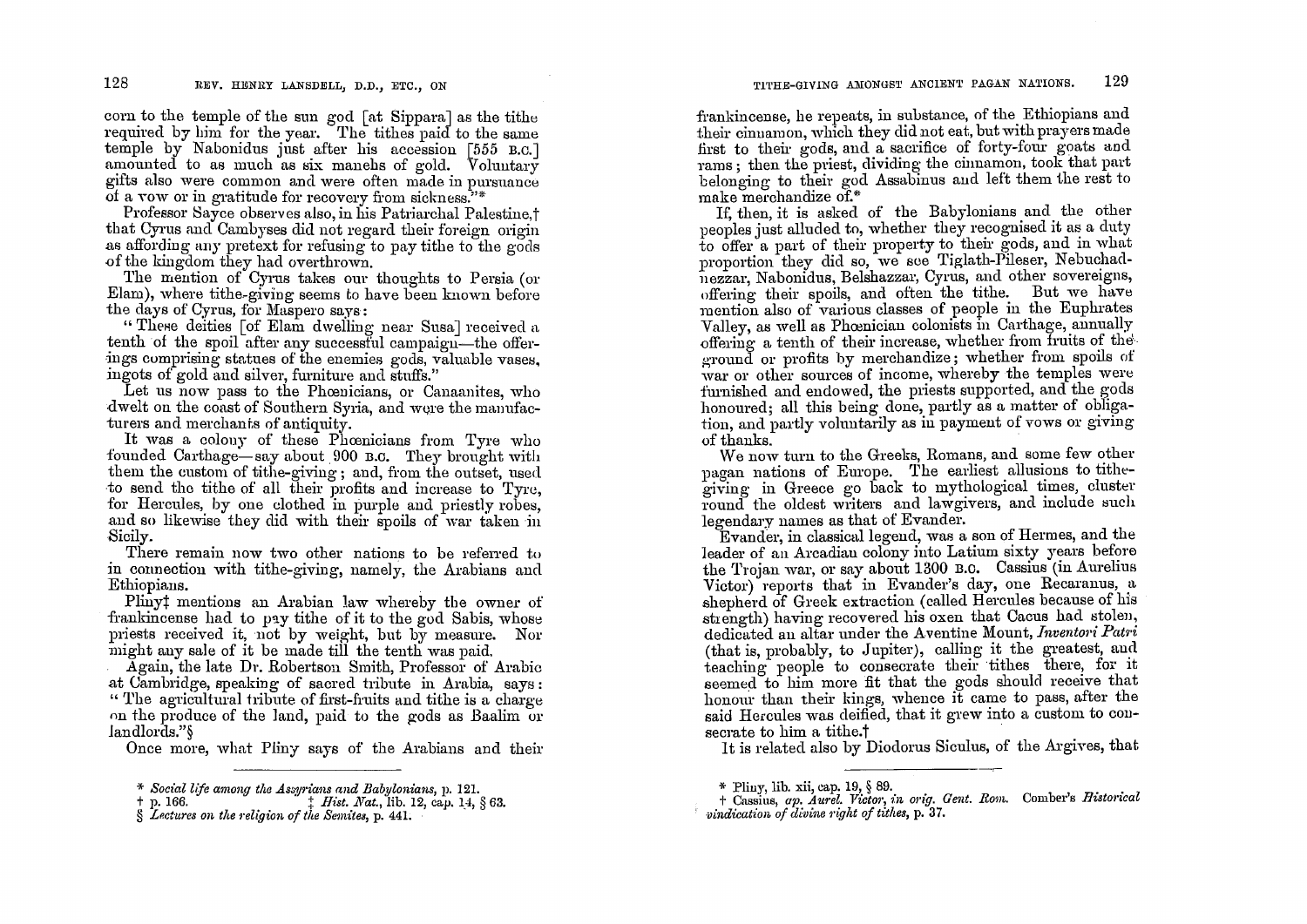corn to the temple of the sun god [at Sippara] as the tithe required by him for the year. The tithes paid to the same temple by Nabonidus just after his accession [555 B.C.] amounted to as much as six manehs of gold. Voluntary gifts also were common and were often made in pursuance of a vow or in gratitude for recovery from sickness."*

Professor Sayce observes also, in his Patriarchal Palestine,† that Cyrus and Cambyses did not regard their foreign origin as affording any pretext for refusing to pay tithe to the gods of the kingdom they had overthrown.

The mention of Cyrus takes our thoughts to Persia (or Elam), where tithe-giving seems to have been known before the days of Cyrus, for Maspero says:

"These deities [of Elam dwelling near Susa] received a tenth of the spoil after any successful campaign—the offerings comprising statues of the enemies gods, valuable vases, ingots of gold and silver, furniture and stuffs."

Let us now pass to the Phœnicians, or Canaanites, who dwelt on the coast of Southern Syria, and were the manufacturers and merchants of antiquity.

It was a colony of these Phœnicians from Tyre who founded Carthage—say about 900 B.C. They brought with them the custom of tithe-giving; and, from the outset, used to send the tithe of all their profits and increase to Tyre, for Hercules, by one clothed in purple and priestly robes, and so likewise they did with their spoils of war taken in Sicily.

There remain now two other nations to be referred to in connection with tithe-giving, namely, the Arabians and Ethiopians.

Pliny‡ mentions an Arabian law whereby the owner of frankincense had to pay tithe of it to the god Sabis, whose priests received it, not by weight, but by measure. Nor might any sale of it be made till the tenth was paid.

Again, the late Dr. Robertson Smith, Professor of Arabic at Cambridge, speaking of sacred tribute in Arabia, says: "The agricultural tribute of first-fruits and tithe is a charge on the produce of the land, paid to the gods as Baalim or landlords."§

Once more, what Pliny says of the Arabians and their

\* *Social life among the Assyrians and Babylonians*, p. 121.
† p. 166.
‡ *Hist. Nat.*, lib. 12, cap. 14, § 63.
§ *Lectures on the religion of the Semites*, p. 441.

frankincense, he repeats, in substance, of the Ethiopians and their cinnamon, which they did not eat, but with prayers made first to their gods, and a sacrifice of forty-four goats and rams; then the priest, dividing the cinnamon, took that part belonging to their god Assabinus and left them the rest to make merchandize of.*

If, then, it is asked of the Babylonians and the other peoples just alluded to, whether they recognised it as a duty to offer a part of their property to their gods, and in what proportion they did so, we see Tiglath-Pileser, Nebuchadnezzar, Nabonidus, Belshazzar, Cyrus, and other sovereigns, offering their spoils, and often the tithe. But we have mention also of various classes of people in the Euphrates Valley, as well as Phœnician colonists in Carthage, annually offering a tenth of their increase, whether from fruits of the ground or profits by merchandize; whether from spoils of war or other sources of income, whereby the temples were furnished and endowed, the priests supported, and the gods honoured; all this being done, partly as a matter of obligation, and partly voluntarily as in payment of vows or giving of thanks.

We now turn to the Greeks, Romans, and some few other pagan nations of Europe. The earliest allusions to tithe-giving in Greece go back to mythological times, cluster round the oldest writers and lawgivers, and include such legendary names as that of Evander.

Evander, in classical legend, was a son of Hermes, and the leader of an Arcadian colony into Latium sixty years before the Trojan war, or say about 1300 B.C. Cassius (in Aurelius Victor) reports that in Evander's day, one Recaranus, a shepherd of Greek extraction (called Hercules because of his strength) having recovered his oxen that Cacus had stolen, dedicated an altar under the Aventine Mount, *Inventori Patri* (that is, probably, to Jupiter), calling it the greatest, and teaching people to consecrate their tithes there, for it seemed to him more fit that the gods should receive that honour than their kings, whence it came to pass, after the said Hercules was deified, that it grew into a custom to consecrate to him a tithe.†

It is related also by Diodorus Siculus, of the Argives, that

\* Pliny, lib. xii, cap. 19, § 89.
† Cassius, *ap. Aurel. Victor, in orig. Gent. Rom.* Comber's *Historical vindication of divine right of tithes*, p. 37.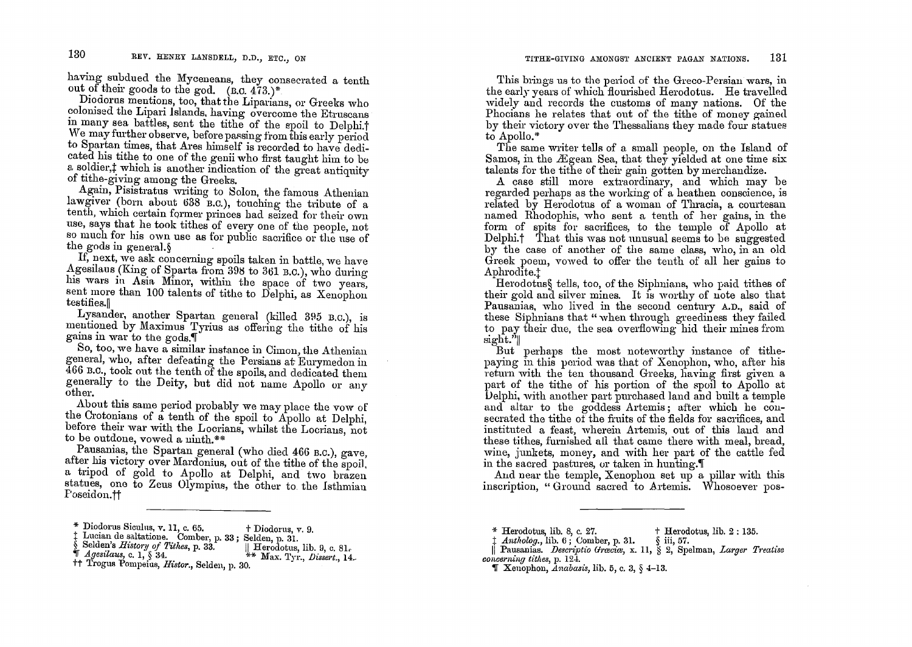having subdued the Myceneans, they consecrated a tenth out of their goods to the god. (B.C. 473.)*

Diodorus mentions, too, that the Liparians, or Greeks who colonised the Lipari Islands, having overcome the Etruscans in many sea battles, sent the tithe of the spoil to Delphi.† We may further observe, before passing from this early period to Spartan times, that Ares himself is recorded to have dedicated his tithe to one of the genii who first taught him to be a soldier,‡ which is another indication of the great antiquity of tithe-giving among the Greeks.

Again, Pisistratus writing to Solon, the famous Athenian lawgiver (born about 638 B.C.), touching the tribute of a tenth, which certain former princes had seized for their own use, says that he took tithes of every one of the people, not so much for his own use as for public sacrifice or the use of the gods in general.§

If, next, we ask concerning spoils taken in battle, we have Agesilaus (King of Sparta from 398 to 361 B.C.), who during his wars in Asia Minor, within the space of two years, sent more than 100 talents of tithe to Delphi, as Xenophon testifies.‖

Lysander, another Spartan general (killed 395 B.C.), is mentioned by Maximus Tyrius as offering the tithe of his gains in war to the gods.¶

So, too, we have a similar instance in Cimon, the Athenian general, who, after defeating the Persians at Eurymedon in 466 B.C., took out the tenth of the spoils, and dedicated them generally to the Deity, but did not name Apollo or any other.

About this same period probably we may place the vow of the Crotonians of a tenth of the spoil to Apollo at Delphi, before their war with the Locrians, whilst the Locrians, not to be outdone, vowed a ninth.**

Pausanias, the Spartan general (who died 466 B.C.), gave, after his victory over Mardonius, out of the tithe of the spoil, a tripod of gold to Apollo at Delphi, and two brazen statues, one to Zeus Olympius, the other to the Isthmian Poseidon.††

---

\* Diodorus Siculus, v. 11, c. 65.

† Diodorus, v. 9.

‡ Lucian de saltatione. Comber, p. 33; Selden, p. 31.

§ Selden's *History of Tithes*, p. 33.

‖ Herodotus, lib. 9, c. 81.

¶ *Agesilaus*, c. 1, § 34.

\** Max. Tyr., *Dissert.*, 14.

†† Trogus Pompeius, *Histor.*, Selden, p. 30.

This brings us to the period of the Greco-Persian wars, in the early years of which flourished Herodotus. He travelled widely and records the customs of many nations. Of the Phocians he relates that out of the tithe of money gained by their victory over the Thessalians they made four statues to Apollo.*

The same writer tells of a small people, on the Island of Samos, in the Ægean Sea, that they yielded at one time six talents for the tithe of their gain gotten by merchandize.

A case still more extraordinary, and which may be regarded perhaps as the working of a heathen conscience, is related by Herodotus of a woman of Thracia, a courtesan named Rhodophis, who sent a tenth of her gains, in the form of spits for sacrifices, to the temple of Apollo at Delphi.† That this was not unusual seems to be suggested by the case of another of the same class, who, in an old Greek poem, vowed to offer the tenth of all her gains to Aphrodite.‡

Herodotus§ tells, too, of the Siphnians, who paid tithes of their gold and silver mines. It is worthy of note also that Pausanias, who lived in the second century A.D., said of these Siphnians that "when through greediness they failed to pay their due, the sea overflowing hid their mines from sight."‖

But perhaps the most noteworthy instance of tithe-paying in this period was that of Xenophon, who, after his return with the ten thousand Greeks, having first given a part of the tithe of his portion of the spoil to Apollo at Delphi, with another part purchased land and built a temple and altar to the goddess Artemis; after which he consecrated the tithe of the fruits of the fields for sacrifices, and instituted a feast, wherein Artemis, out of this land and these tithes, furnished all that came there with meal, bread, wine, junkets, money, and with her part of the cattle fed in the sacred pastures, or taken in hunting.¶

And near the temple, Xenophon set up a pillar with this inscription, "Ground sacred to Artemis. Whosoever pos-

---

\* Herodotus, lib. 8, c. 27.

† Herodotus, lib. 2 : 135.

‡ *Antholog.*, lib. 6; Comber, p. 31.

§ iii, 57.

‖ Pausanias. *Descriptio Græciæ*, x. 11, § 2, Spelman, *Larger Treatise concerning tithes*, p. 124.

¶ Xenophon, *Anabasis*, lib. 5, c. 3, § 4–13.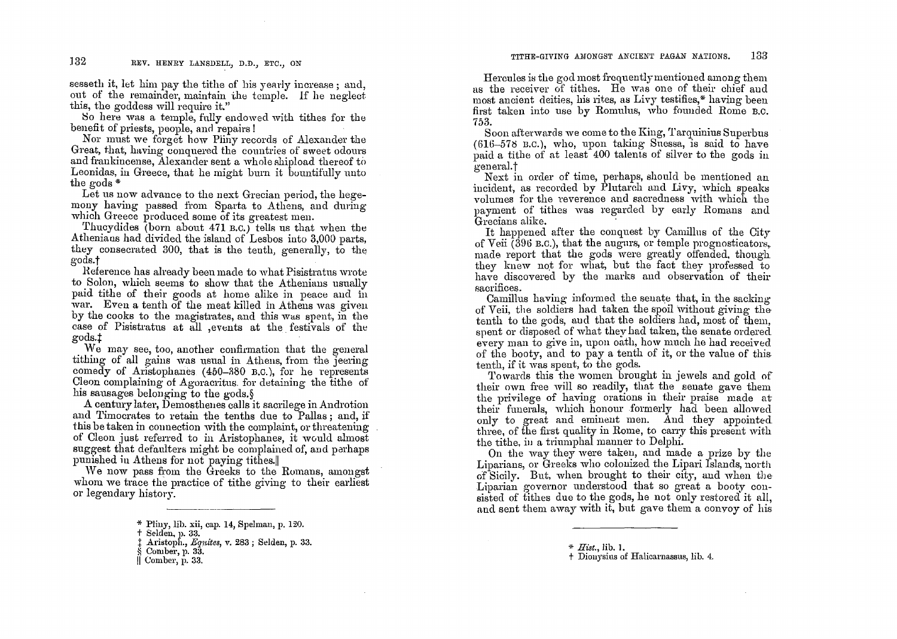sesseth it, let him pay the tithe of his yearly increase; and, out of the remainder, maintain the temple. If he neglect this, the goddess will require it."

So here was a temple, fully endowed with tithes for the benefit of priests, people, and repairs!

Nor must we forget how Pliny records of Alexander the Great, that, having conquered the countries of sweet odours and frankincense, Alexander sent a whole shipload thereof to Leonidas, in Greece, that he might burn it bountifully unto the gods *

Let us now advance to the next Grecian period, the hegemony having passed from Sparta to Athens, and during which Greece produced some of its greatest men.

Thucydides (born about 471 B.C.) tells us that when the Athenians had divided the island of Lesbos into 3,000 parts, they consecrated 300, that is the tenth, generally, to the gods.†

Reference has already been made to what Pisistratus wrote to Solon, which seems to show that the Athenians usually paid tithe of their goods at home alike in peace and in war. Even a tenth of the meat killed in Athens was given by the cooks to the magistrates, and this was spent, in the case of Pisistratus at all ,events at the festivals of the gods.‡

We may see, too, another confirmation that the general tithing of all gains was usual in Athens, from the jeering comedy of Aristophanes (450–380 B.C.), for he represents Cleon complaining of Agoracritus for detaining the tithe of his sausages belonging to the gods.§

A century later, Demosthenes calls it sacrilege in Androtion and Timocrates to retain the tenths due to Pallas; and, if this be taken in connection with the complaint, or threatening of Cleon just referred to in Aristophanes, it would almost suggest that defaulters might be complained of, and perhaps punished in Athens for not paying tithes.‖

We now pass from the Greeks to the Romans, amongst whom we trace the practice of tithe giving to their earliest or legendary history.

---

\* Pliny, lib. xii, cap. 14, Spelman, p. 120.
† Selden, p. 33.
‡ Aristoph., *Equites*, v. 283; Selden, p. 33.
§ Comber, p. 33.
‖ Comber, p. 33.

---

Hercules is the god most frequently mentioned among them as the receiver of tithes. He was one of their chief and most ancient deities, his rites, as Livy testifies,* having been first taken into use by Romulus, who founded Rome B.C. 753.

Soon afterwards we come to the King, Tarquinius Superbus (616–578 B.C.), who, upon taking Suessa, is said to have paid a tithe of at least 400 talents of silver to the gods in general.†

Next in order of time, perhaps, should be mentioned an incident, as recorded by Plutarch and Livy, which speaks volumes for the reverence and sacredness with which the payment of tithes was regarded by early Romans and Grecians alike.

It happened after the conquest by Camillus of the City of Veii (396 B.C.), that the augurs, or temple prognosticators, made report that the gods were greatly offended, though they knew not for what, but the fact they professed to have discovered by the marks and observation of their sacrifices.

Camillus having informed the senate that, in the sacking of Veii, the soldiers had taken the spoil without giving the tenth to the gods, and that the soldiers had, most of them, spent or disposed of what they had taken, the senate ordered every man to give in, upon oath, how much he had received of the booty, and to pay a tenth of it, or the value of this tenth, if it was spent, to the gods.

Towards this the women brought in jewels and gold of their own free will so readily, that the senate gave them the privilege of having orations in their praise made at their funerals, which honour formerly had been allowed only to great and eminent men. And they appointed three, of the first quality in Rome, to carry this present with the tithe, in a triumphal manner to Delphi.

On the way they were taken, and made a prize by the Liparians, or Greeks who colonized the Lipari Islands, north of Sicily. But, when brought to their city, and when the Liparian governor understood that so great a booty consisted of tithes due to the gods, he not only restored it all, and sent them away with it, but gave them a convoy of his

---

\* *Hist.*, lib. 1.
† Dionysius of Halicarnassus, lib. 4.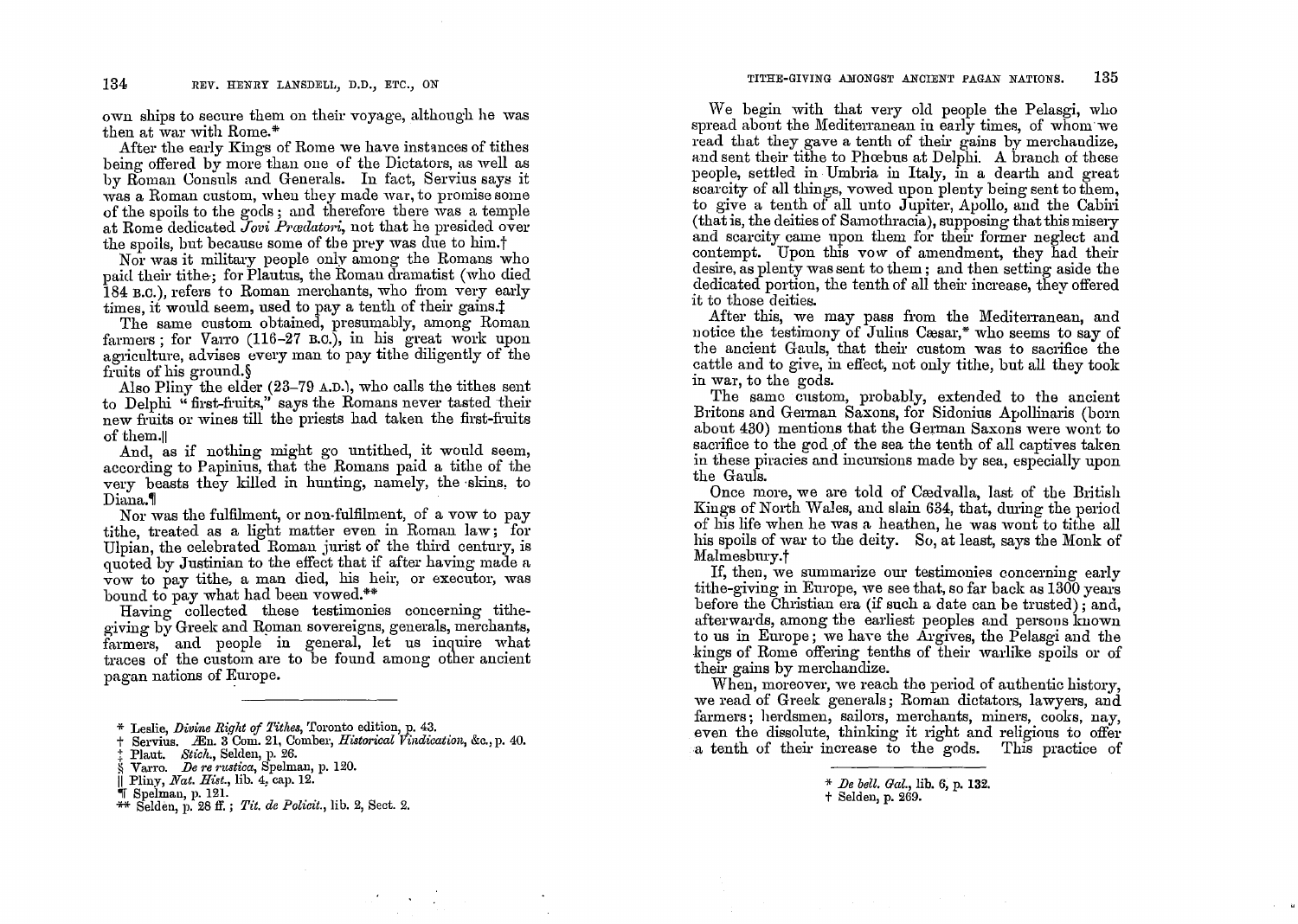own ships to secure them on their voyage, although he was then at war with Rome.*

After the early Kings of Rome we have instances of tithes being offered by more than one of the Dictators, as well as by Roman Consuls and Generals. In fact, Servius says it was a Roman custom, when they made war, to promise some of the spoils to the gods; and therefore there was a temple at Rome dedicated *Jovi Prædatori*, not that he presided over the spoils, but because some of the prey was due to him.†

Nor was it military people only among the Romans who paid their tithe; for Plautus, the Roman dramatist (who died 184 B.C.), refers to Roman merchants, who from very early times, it would seem, used to pay a tenth of their gains.‡

The same custom obtained, presumably, among Roman farmers; for Varro (116–27 B.C.), in his great work upon agriculture, advises every man to pay tithe diligently of the fruits of his ground.§

Also Pliny the elder (23–79 A.D.), who calls the tithes sent to Delphi "first-fruits," says the Romans never tasted their new fruits or wines till the priests had taken the first-fruits of them.‖

And, as if nothing might go untithed, it would seem, according to Papinius, that the Romans paid a tithe of the very beasts they killed in hunting, namely, the skins, to Diana.¶

Nor was the fulfilment, or non-fulfilment, of a vow to pay tithe, treated as a light matter even in Roman law; for Ulpian, the celebrated Roman jurist of the third century, is quoted by Justinian to the effect that if after having made a vow to pay tithe, a man died, his heir, or executor, was bound to pay what had been vowed.**

Having collected these testimonies concerning tithe-giving by Greek and Roman sovereigns, generals, merchants, farmers, and people in general, let us inquire what traces of the custom are to be found among other ancient pagan nations of Europe.

---

\* Leslie, *Divine Right of Tithes*, Toronto edition, p. 43.
† Servius. Æn. 3 Com. 21, Comber, *Historical Vindication*, &c., p. 40.
‡ Plaut. *Stich.*, Selden, p. 26.
§ Varro. *De re rustica*, Spelman, p. 120.
‖ Pliny, *Nat. Hist.*, lib. 4, cap. 12.
¶ Spelman, p. 121.
** Selden, p. 28 ff.; *Tit. de Policit.*, lib. 2, Sect. 2.

We begin with that very old people the Pelasgi, who spread about the Mediterranean in early times, of whom we read that they gave a tenth of their gains by merchandize, and sent their tithe to Phœbus at Delphi. A branch of these people, settled in Umbria in Italy, in a dearth and great scarcity of all things, vowed upon plenty being sent to them, to give a tenth of all unto Jupiter, Apollo, and the Cabiri (that is, the deities of Samothracia), supposing that this misery and scarcity came upon them for their former neglect and contempt. Upon this vow of amendment, they had their desire, as plenty was sent to them; and then setting aside the dedicated portion, the tenth of all their increase, they offered it to those deities.

After this, we may pass from the Mediterranean, and notice the testimony of Julius Cæsar,* who seems to say of the ancient Gauls, that their custom was to sacrifice the cattle and to give, in effect, not only tithe, but all they took in war, to the gods.

The same custom, probably, extended to the ancient Britons and German Saxons, for Sidonius Apollinaris (born about 430) mentions that the German Saxons were wont to sacrifice to the god of the sea the tenth of all captives taken in these piracies and incursions made by sea, especially upon the Gauls.

Once more, we are told of Cædvalla, last of the British Kings of North Wales, and slain 634, that, during the period of his life when he was a heathen, he was wont to tithe all his spoils of war to the deity. So, at least, says the Monk of Malmesbury.†

If, then, we summarize our testimonies concerning early tithe-giving in Europe, we see that, so far back as 1300 years before the Christian era (if such a date can be trusted); and, afterwards, among the earliest peoples and persons known to us in Europe; we have the Argives, the Pelasgi and the kings of Rome offering tenths of their warlike spoils or of their gains by merchandize.

When, moreover, we reach the period of authentic history, we read of Greek generals; Roman dictators, lawyers, and farmers; herdsmen, sailors, merchants, miners, cooks, nay, even the dissolute, thinking it right and religious to offer a tenth of their increase to the gods. This practice of

---

\* *De bell. Gal.*, lib. 6, p. 132.
† Selden, p. 269.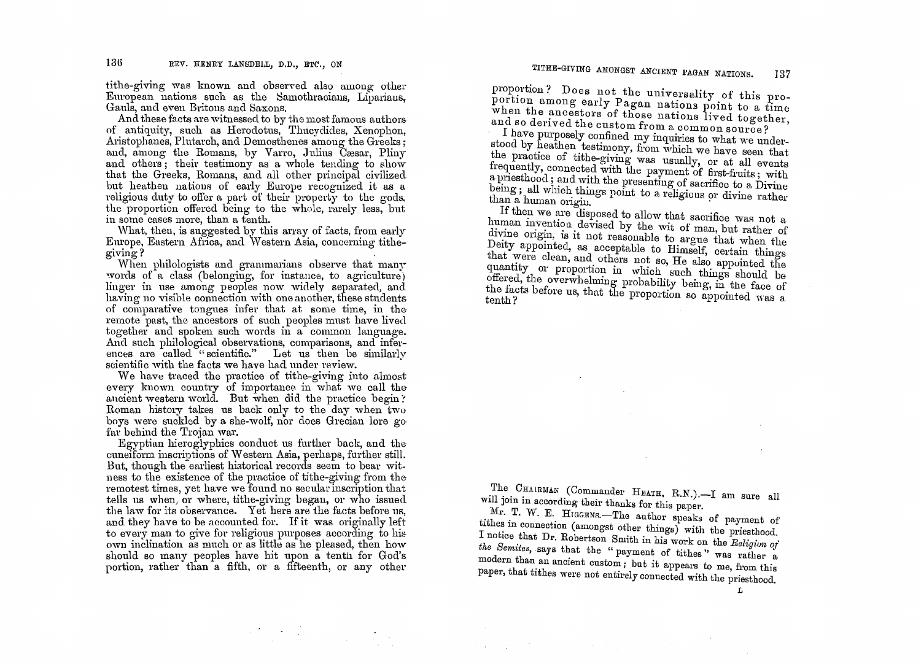tithe-giving was known and observed also among other European nations such as the Samothracians, Lipariaus, Gauls, and even Britons and Saxons.

And these facts are witnessed to by the most famous authors of antiquity, such as Herodotus, Thucydides, Xenophon, Aristophanes, Plutarch, and Demosthenes among the Greeks; and, among the Romans, by Varro, Julius Cæsar, Pliny and others; their testimony as a whole tending to show that the Greeks, Romans, and all other principal civilized but heathen nations of early Europe recognized it as a religious duty to offer a part of their property to the gods, the proportion offered being to the whole, rarely less, but in some cases more, than a tenth.

What, then, is suggested by this array of facts, from early Europe, Eastern Africa, and Western Asia, concerning tithe-giving?

When philologists and grammarians observe that many words of a class (belonging, for instance, to agriculture) linger in use among peoples now widely separated, and having no visible connection with one another, these students of comparative tongues infer that at some time, in the remote past, the ancestors of such peoples must have lived together and spoken such words in a common language. And such philological observations, comparisons, and inferences are called "scientific." Let us then be similarly scientific with the facts we have had under review.

We have traced the practice of tithe-giving into almost every known country of importance in what we call the ancient western world. But when did the practice begin? Roman history takes us back only to the day when two boys were suckled by a she-wolf, nor does Grecian lore go far behind the Trojan war.

Egyptian hieroglyphics conduct us further back, and the cuneiform inscriptions of Western Asia, perhaps, further still. But, though the earliest historical records seem to bear witness to the existence of the practice of tithe-giving from the remotest times, yet have we found no secular inscription that tells us when, or where, tithe-giving began, or who issued the law for its observance. Yet here are the facts before us, and they have to be accounted for. If it was originally left to every man to give for religious purposes according to his own inclination as much or as little as he pleased, then how should so many peoples have hit upon a tenth for God's portion, rather than a fifth, or a fifteenth, or any other proportion? Does not the universality of this proportion among early Pagan nations point to a time when the ancestors of those nations lived together, and so derived the custom from a common source?

I have purposely confined my inquiries to what we understood by heathen testimony, from which we have seen that the practice of tithe-giving was usually, or at all events frequently, connected with the payment of first-fruits; with a priesthood; and with the presenting of sacrifice to a Divine being; all which things point to a religious or divine rather than a human origin.

If then we are disposed to allow that sacrifice was not a human invention devised by the wit of man, but rather of divine origin, is it not reasonable to argue that when the Deity appointed, as acceptable to Himself, certain things that were clean, and others not so, He also appointed the quantity or proportion in which such things should be offered, the overwhelming probability being, in the face of the facts before us, that the proportion so appointed was a tenth?

The CHAIRMAN (Commander HEATH, R.N.).—I am sure all will join in according their thanks for this paper.

Mr. T. W. E. HIGGENS.—The author speaks of payment of tithes in connection (amongst other things) with the priesthood. I notice that Dr. Robertson Smith in his work on the *Religion of the Semites*, says that the "payment of tithes" was rather a modern than an ancient custom; but it appears to me, from this paper, that tithes were not entirely connected with the priesthood.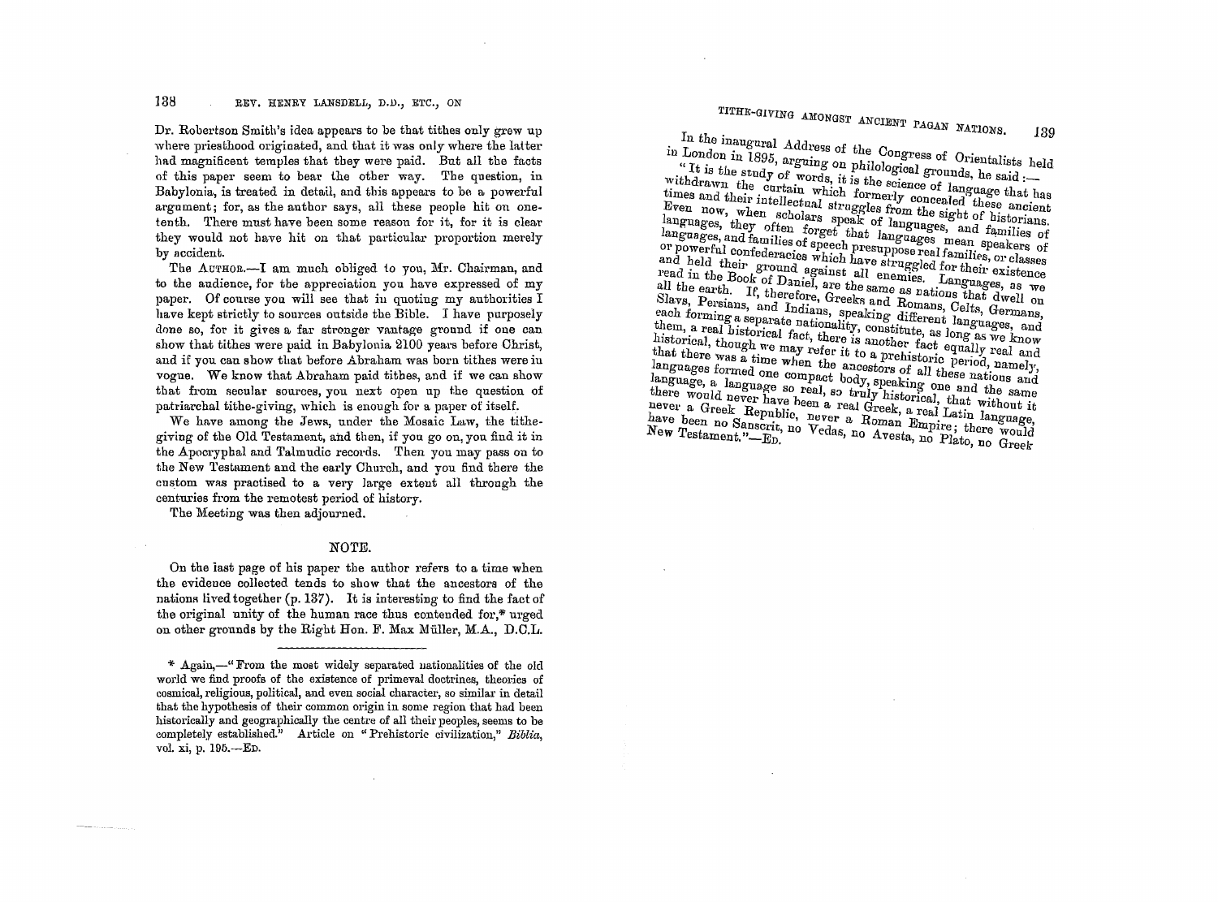Dr. Robertson Smith's idea appears to be that tithes only grew up where priesthood originated, and that it was only where the latter had magnificent temples that they were paid. But all the facts of this paper seem to bear the other way. The question, in Babylonia, is treated in detail, and this appears to be a powerful argument; for, as the author says, all these people hit on one-tenth. There must have been some reason for it, for it is clear they would not have hit on that particular proportion merely by accident.

The AUTHOR.—I am much obliged to you, Mr. Chairman, and to the audience, for the appreciation you have expressed of my paper. Of course you will see that in quoting my authorities I have kept strictly to sources outside the Bible. I have purposely done so, for it gives a far stronger vantage ground if one can show that tithes were paid in Babylonia 2100 years before Christ, and if you can show that before Abraham was born tithes were in vogue. We know that Abraham paid tithes, and if we can show that from secular sources, you next open up the question of patriarchal tithe-giving, which is enough for a paper of itself.

We have among the Jews, under the Mosaic Law, the tithe-giving of the Old Testament, and then, if you go on, you find it in the Apocryphal and Talmudic records. Then you may pass on to the New Testament and the early Church, and you find there the custom was practised to a very large extent all through the centuries from the remotest period of history.

The Meeting was then adjourned.

## NOTE.

On the last page of his paper the author refers to a time when the evidence collected tends to show that the ancestors of the nations lived together (p. 137). It is interesting to find the fact of the original unity of the human race thus contended for,* urged on other grounds by the Right Hon. F. Max Müller, M.A., D.C.L. In the inaugural Address of the Congress of Orientalists held in London in 1895, arguing on philological grounds, he said :—

"It is the study of words, it is the science of language that has withdrawn the curtain which formerly concealed these ancient times and their intellectual struggles from the sight of historians. Even now, when scholars speak of languages, and families of languages, they often forget that languages mean speakers of languages, and families of speech presuppose real families, or classes or powerful confederacies which have struggled for their existence and held their ground against all enemies. Languages, as we read in the Book of Daniel, are the same as nations that dwell on all the earth. If, therefore, Greeks and Romans, Celts, Germans, Slavs, Persians, and Indians, speaking different languages, and each forming a separate nationality, constitute, as long as we know them, a real historical fact, there is another fact equally real and historical, though we may refer it to a prehistoric period, namely, that there was a time when the ancestors of all these nations and languages formed one compact body, speaking one and the same language, a language so real, so truly historical, that without it there would never have been a real Greek, a real Latin language, never a Greek Republic, never a Roman Empire; there would have been no Sanscrit, no Vedas, no Avesta, no Plato, no Greek New Testament."—ED.

---

\* Again,—"From the most widely separated nationalities of the old world we find proofs of the existence of primeval doctrines, theories of cosmical, religious, political, and even social character, so similar in detail that the hypothesis of their common origin in some region that had been historically and geographically the centre of all their peoples, seems to be completely established." Article on "Prehistoric civilization," *Biblia*, vol. xi, p. 195.—ED.